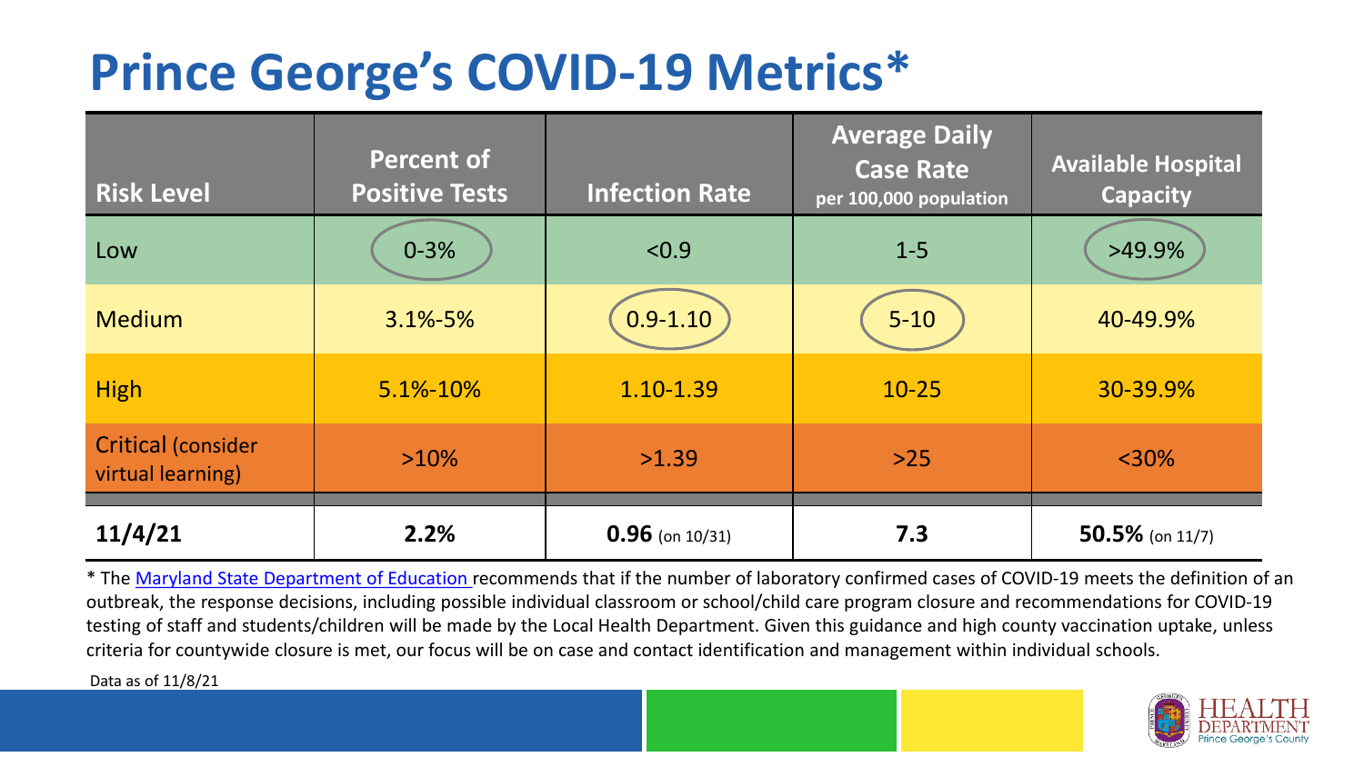# Prince George's COVID-19 Metrics*

| Risk Level | Percent of Positive Tests | Infection Rate | Average Daily Case Rate per 100,000 population | Available Hospital Capacity |
|---|---|---|---|---|
| Low | 0-3% | <0.9 | 1-5 | >49.9% |
| Medium | 3.1%-5% | 0.9-1.10 | 5-10 | 40-49.9% |
| High | 5.1%-10% | 1.10-1.39 | 10-25 | 30-39.9% |
| Critical (consider virtual learning) | >10% | >1.39 | >25 | <30% |
| **11/4/21** | **2.2%** | **0.96** (on 10/31) | **7.3** | **50.5%** (on 11/7) |

* The Maryland State Department of Education recommends that if the number of laboratory confirmed cases of COVID-19 meets the definition of an outbreak, the response decisions, including possible individual classroom or school/child care program closure and recommendations for COVID-19 testing of staff and students/children will be made by the Local Health Department. Given this guidance and high county vaccination uptake, unless criteria for countywide closure is met, our focus will be on case and contact identification and management within individual schools.

Data as of 11/8/21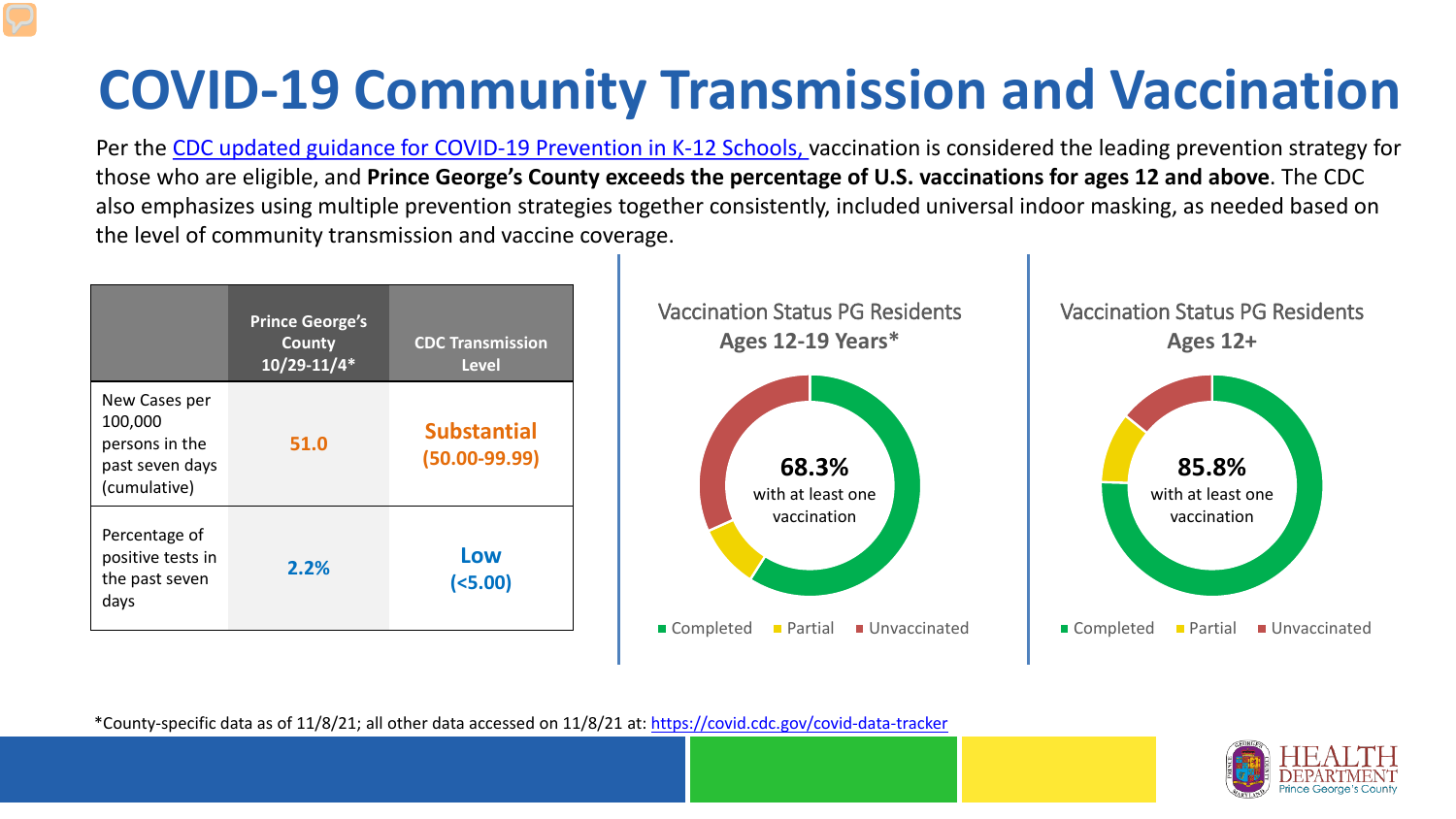# COVID-19 Community Transmission and Vaccination

Per the [CDC updated guidance for COVID-19 Prevention in K-12 Schools,](#) vaccination is considered the leading prevention strategy for those who are eligible, and **Prince George's County exceeds the percentage of U.S. vaccinations for ages 12 and above**. The CDC also emphasizes using multiple prevention strategies together consistently, included universal indoor masking, as needed based on the level of community transmission and vaccine coverage.

| | Prince George's County 10/29-11/4* | CDC Transmission Level |
|---|---|---|
| New Cases per 100,000 persons in the past seven days (cumulative) | 51.0 | Substantial (50.00-99.99) |
| Percentage of positive tests in the past seven days | 2.2% | Low (<5.00) |

Vaccination Status PG Residents Ages 12-19 Years*

68.3% with at least one vaccination

Completed | Partial | Unvaccinated

Vaccination Status PG Residents Ages 12+

85.8% with at least one vaccination

Completed | Partial | Unvaccinated

*County-specific data as of 11/8/21; all other data accessed on 11/8/21 at: https://covid.cdc.gov/covid-data-tracker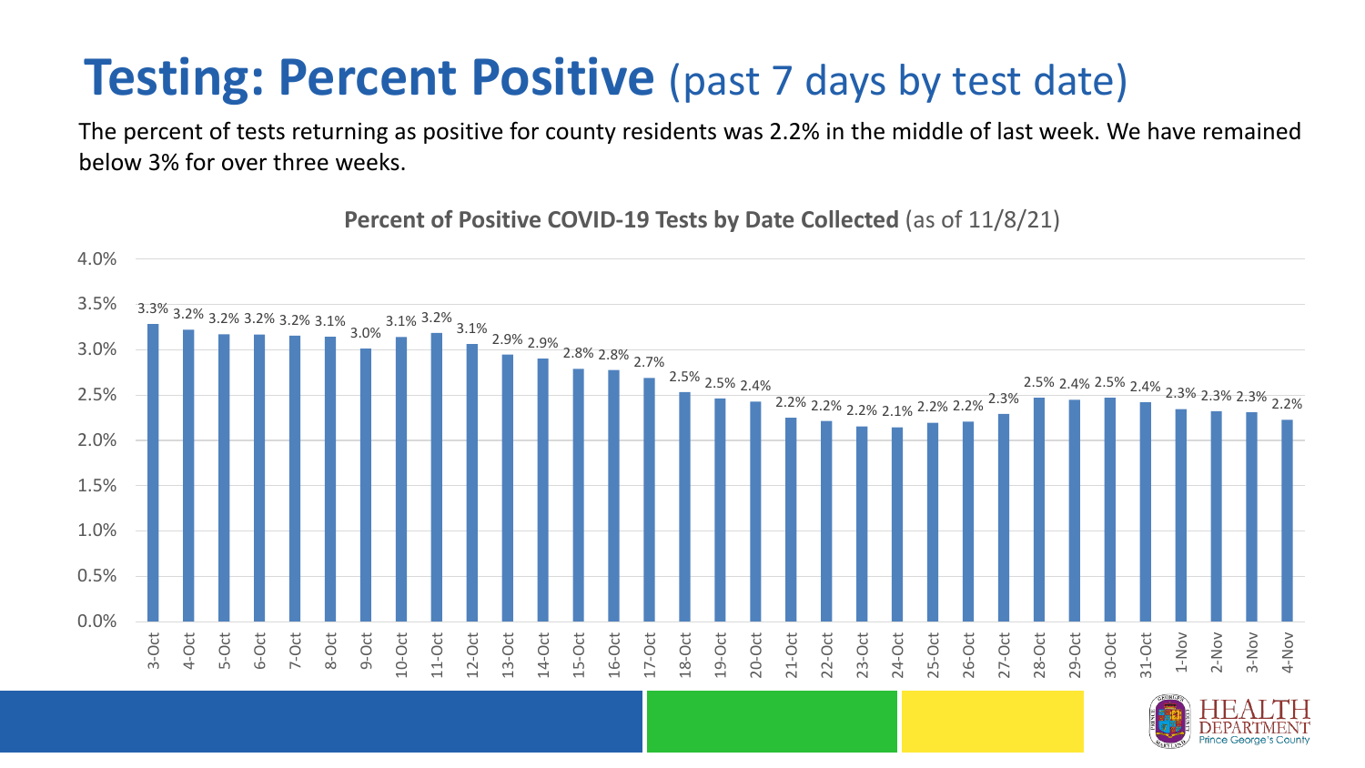# **Testing: Percent Positive** (past 7 days by test date)

The percent of tests returning as positive for county residents was 2.2% in the middle of last week. We have remained below 3% for over three weeks.

**Percent of Positive COVID-19 Tests by Date Collected** (as of 11/8/21)

| Date | Percent Positive |
|---|---|
| 3-Oct | 3.3% |
| 4-Oct | 3.2% |
| 5-Oct | 3.2% |
| 6-Oct | 3.2% |
| 7-Oct | 3.2% |
| 8-Oct | 3.1% |
| 9-Oct | 3.0% |
| 10-Oct | 3.1% |
| 11-Oct | 3.2% |
| 12-Oct | 3.1% |
| 13-Oct | 2.9% |
| 14-Oct | 2.9% |
| 15-Oct | 2.8% |
| 16-Oct | 2.8% |
| 17-Oct | 2.7% |
| 18-Oct | 2.5% |
| 19-Oct | 2.5% |
| 20-Oct | 2.4% |
| 21-Oct | 2.2% |
| 22-Oct | 2.2% |
| 23-Oct | 2.2% |
| 24-Oct | 2.1% |
| 25-Oct | 2.2% |
| 26-Oct | 2.2% |
| 27-Oct | 2.3% |
| 28-Oct | 2.5% |
| 29-Oct | 2.4% |
| 30-Oct | 2.5% |
| 31-Oct | 2.4% |
| 1-Nov | 2.3% |
| 2-Nov | 2.3% |
| 3-Nov | 2.3% |
| 4-Nov | 2.2% |

HEALTH DEPARTMENT Prince George's County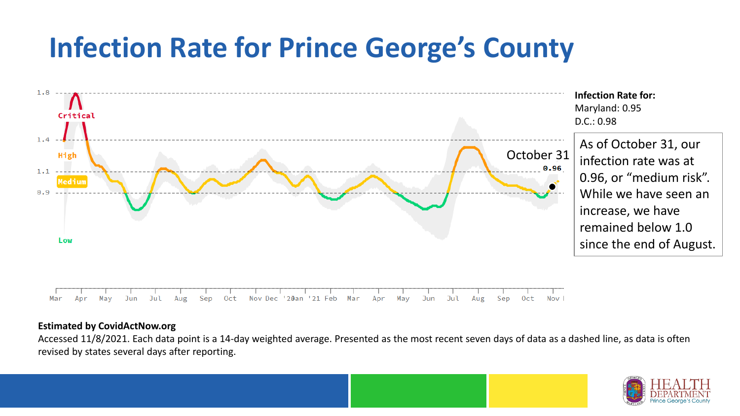# Infection Rate for Prince George's County

**Infection Rate for:**
Maryland: 0.95
D.C.: 0.98

As of October 31, our infection rate was at 0.96, or "medium risk". While we have seen an increase, we have remained below 1.0 since the end of August.

**Estimated by CovidActNow.org**

Accessed 11/8/2021. Each data point is a 14-day weighted average. Presented as the most recent seven days of data as a dashed line, as data is often revised by states several days after reporting.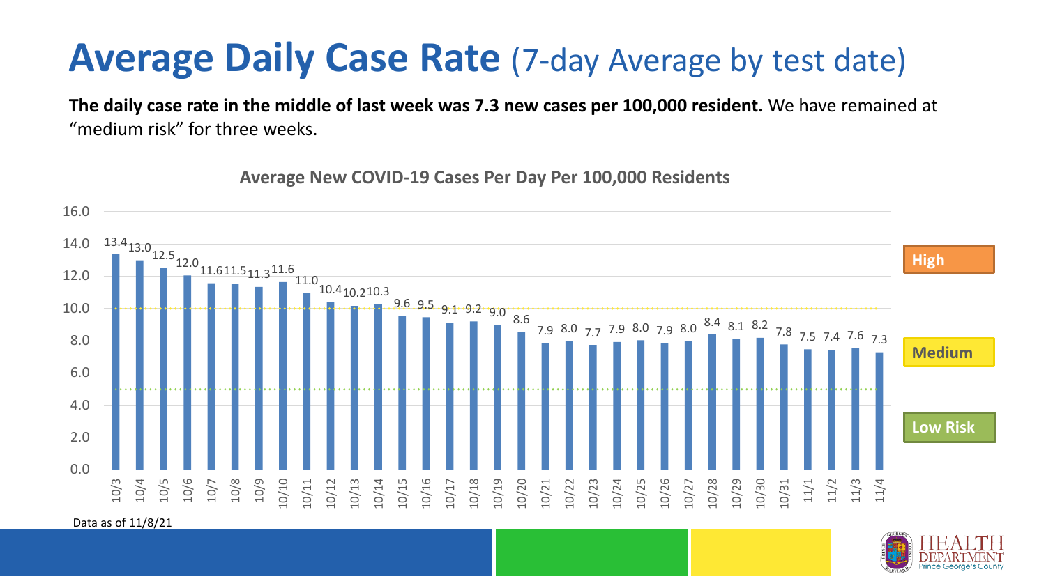# **Average Daily Case Rate** (7-day Average by test date)

**The daily case rate in the middle of last week was 7.3 new cases per 100,000 resident.** We have remained at "medium risk" for three weeks.

**Average New COVID-19 Cases Per Day Per 100,000 Residents**

| Date | Cases per 100,000 |
|---|---|
| 10/3 | 13.4 |
| 10/4 | 13.0 |
| 10/5 | 12.5 |
| 10/6 | 12.0 |
| 10/7 | 11.6 |
| 10/8 | 11.5 |
| 10/9 | 11.3 |
| 10/10 | 11.6 |
| 10/11 | 11.0 |
| 10/12 | 10.4 |
| 10/13 | 10.2 |
| 10/14 | 10.3 |
| 10/15 | 9.6 |
| 10/16 | 9.5 |
| 10/17 | 9.1 |
| 10/18 | 9.2 |
| 10/19 | 9.0 |
| 10/20 | 8.6 |
| 10/21 | 7.9 |
| 10/22 | 8.0 |
| 10/23 | 7.7 |
| 10/24 | 7.9 |
| 10/25 | 8.0 |
| 10/26 | 7.9 |
| 10/27 | 8.0 |
| 10/28 | 8.4 |
| 10/29 | 8.1 |
| 10/30 | 8.2 |
| 10/31 | 7.8 |
| 11/1 | 7.5 |
| 11/2 | 7.4 |
| 11/3 | 7.6 |
| 11/4 | 7.3 |

High | Medium | Low Risk

Data as of 11/8/21

HEALTH DEPARTMENT Prince George's County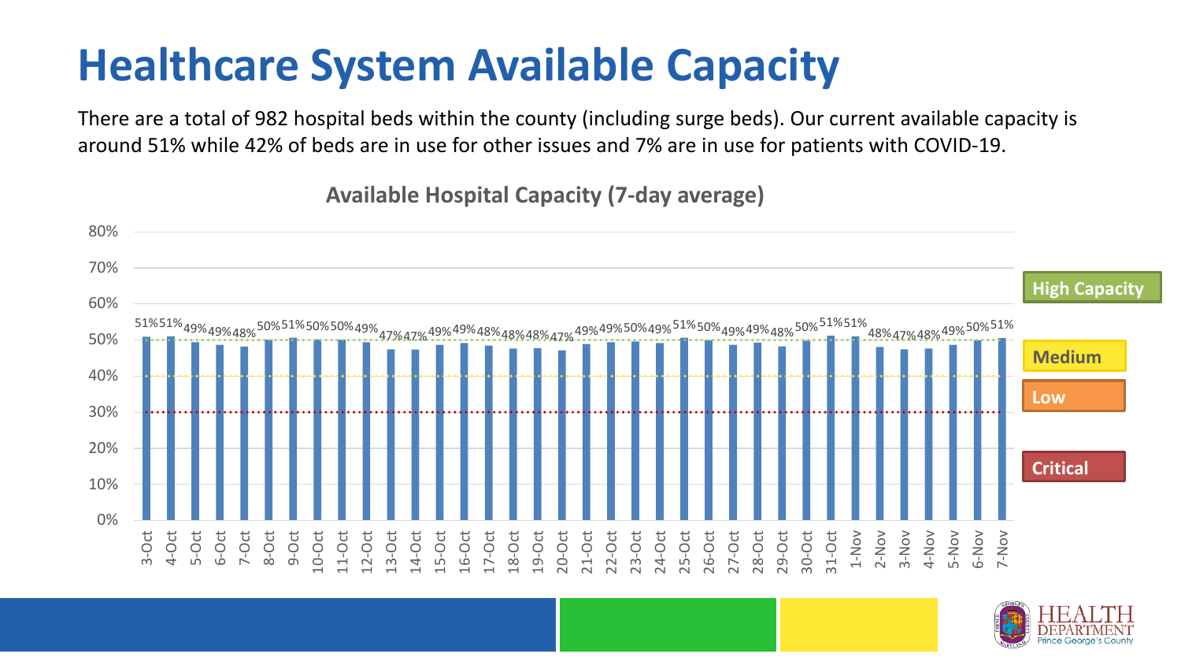# Healthcare System Available Capacity

There are a total of 982 hospital beds within the county (including surge beds). Our current available capacity is around 51% while 42% of beds are in use for other issues and 7% are in use for patients with COVID-19.

**Available Hospital Capacity (7-day average)**

80%
70%
60%
50%
40%
30%
20%
10%
0%

51% 51% 49% 49% 48% 50% 51% 50% 50% 49% 47% 47% 49% 49% 48% 48% 48% 47% 49% 49% 50% 49% 51% 50% 49% 49% 48% 50% 51% 51% 48% 47% 48% 49% 50% 51%

3-Oct 4-Oct 5-Oct 6-Oct 7-Oct 8-Oct 9-Oct 10-Oct 11-Oct 12-Oct 13-Oct 14-Oct 15-Oct 16-Oct 17-Oct 18-Oct 19-Oct 20-Oct 21-Oct 22-Oct 23-Oct 24-Oct 25-Oct 26-Oct 27-Oct 28-Oct 29-Oct 30-Oct 31-Oct 1-Nov 2-Nov 3-Nov 4-Nov 5-Nov 6-Nov 7-Nov

High Capacity

Medium

Low

Critical

HEALTH DEPARTMENT
Prince George's County